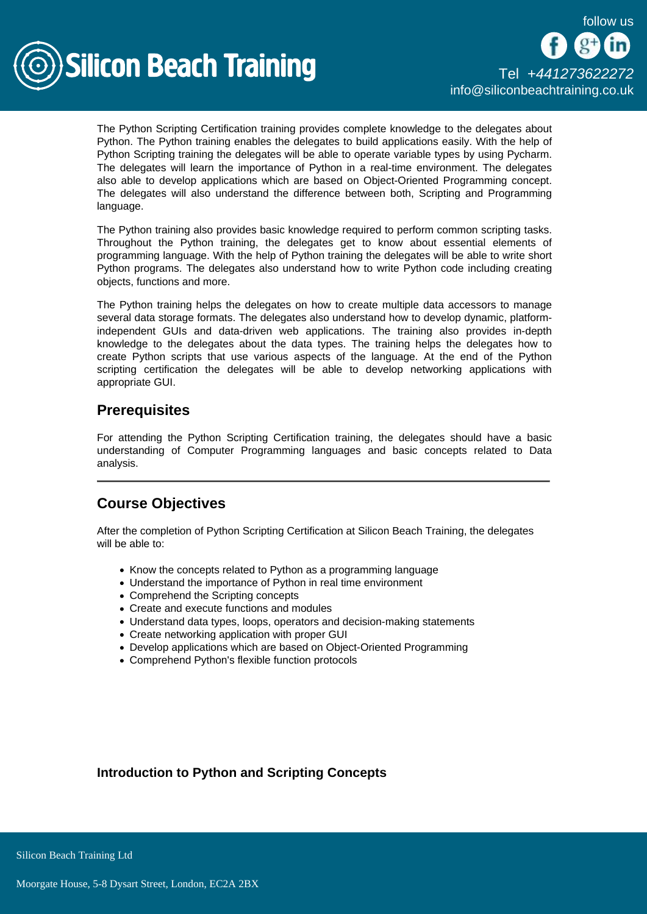The Python Scripting Certification training provides complete knowledge to the delegates about Python. The Python training enables the delegates to build applications easily. With the help of Python Scripting training the delegates will be able to operate variable types by using Pycharm. The delegates will learn the importance of Python in a real-time environment. The delegates also able to develop applications which are based on Object-Oriented Programming concept. The delegates will also understand the difference between both, Scripting and Programming language.

The Python training also provides basic knowledge required to perform common scripting tasks. Throughout the Python training, the delegates get to know about essential elements of programming language. With the help of Python training the delegates will be able to write short Python programs. The delegates also understand how to write Python code including creating objects, functions and more.

The Python training helps the delegates on how to create multiple data accessors to manage several data storage formats. The delegates also understand how to develop dynamic, platform-independent GUIs and data-driven web applications. The training also provides in-depth knowledge to the delegates about the data types. The training helps the delegates how to create Python scripts that use various aspects of the language. At the end of the Python scripting certification the delegates will be able to develop networking applications with appropriate GUI.

## Prerequisites

For attending the Python Scripting Certification training, the delegates should have a basic understanding of Computer Programming languages and basic concepts related to Data analysis.

---

## Course Objectives

After the completion of Python Scripting Certification at Silicon Beach Training, the delegates will be able to:

- Know the concepts related to Python as a programming language
- Understand the importance of Python in real time environment
- Comprehend the Scripting concepts
- Create and execute functions and modules
- Understand data types, loops, operators and decision-making statements
- Create networking application with proper GUI
- Develop applications which are based on Object-Oriented Programming
- Comprehend Python's flexible function protocols

### Introduction to Python and Scripting Concepts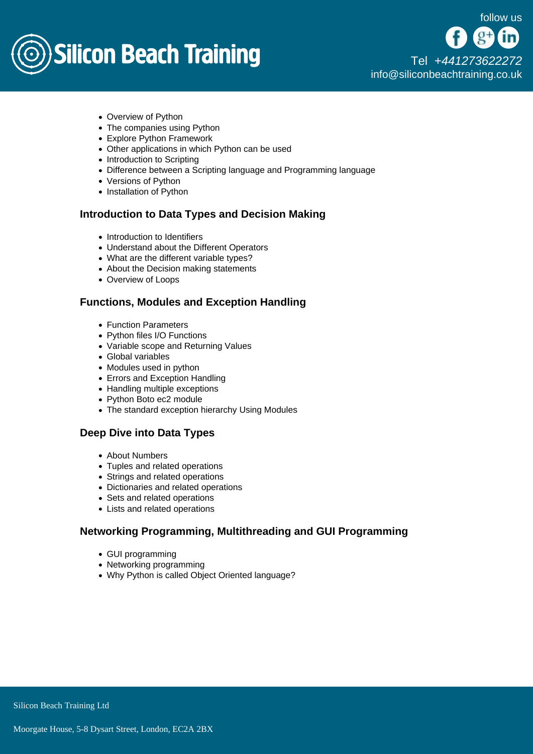- Overview of Python
- The companies using Python
- Explore Python Framework
- Other applications in which Python can be used
- Introduction to Scripting
- Difference between a Scripting language and Programming language
- Versions of Python
- Installation of Python

### Introduction to Data Types and Decision Making

- Introduction to Identifiers
- Understand about the Different Operators
- What are the different variable types?
- About the Decision making statements
- Overview of Loops

### Functions, Modules and Exception Handling

- Function Parameters
- Python files I/O Functions
- Variable scope and Returning Values
- Global variables
- Modules used in python
- Errors and Exception Handling
- Handling multiple exceptions
- Python Boto ec2 module
- The standard exception hierarchy Using Modules

### Deep Dive into Data Types

- About Numbers
- Tuples and related operations
- Strings and related operations
- Dictionaries and related operations
- Sets and related operations
- Lists and related operations

### Networking Programming, Multithreading and GUI Programming

- GUI programming
- Networking programming
- Why Python is called Object Oriented language?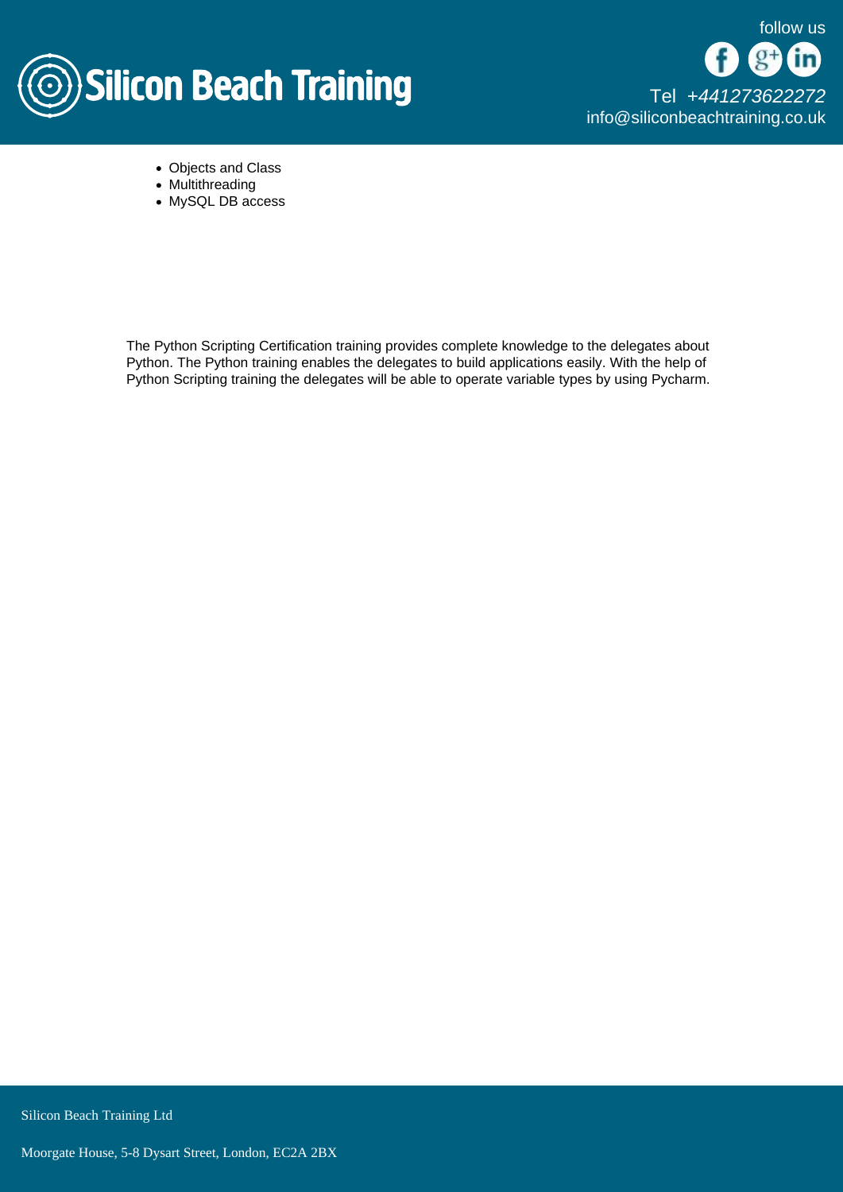- Objects and Class
- Multithreading
- MySQL DB access

The Python Scripting Certification training provides complete knowledge to the delegates about Python. The Python training enables the delegates to build applications easily. With the help of Python Scripting training the delegates will be able to operate variable types by using Pycharm.